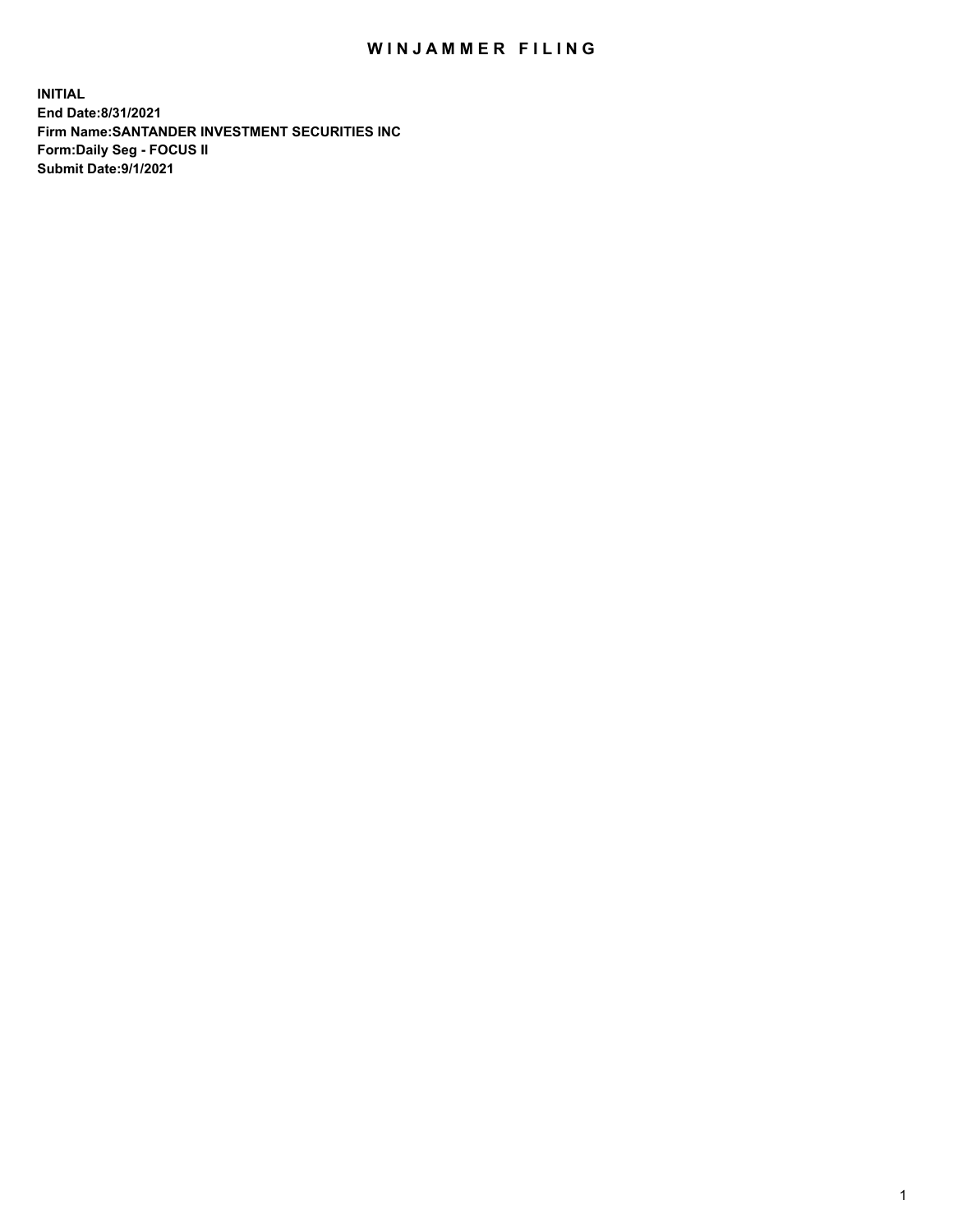# WINJAMMER FILING

**INITIAL**
**End Date:8/31/2021**
**Firm Name:SANTANDER INVESTMENT SECURITIES INC**
**Form:Daily Seg - FOCUS II**
**Submit Date:9/1/2021**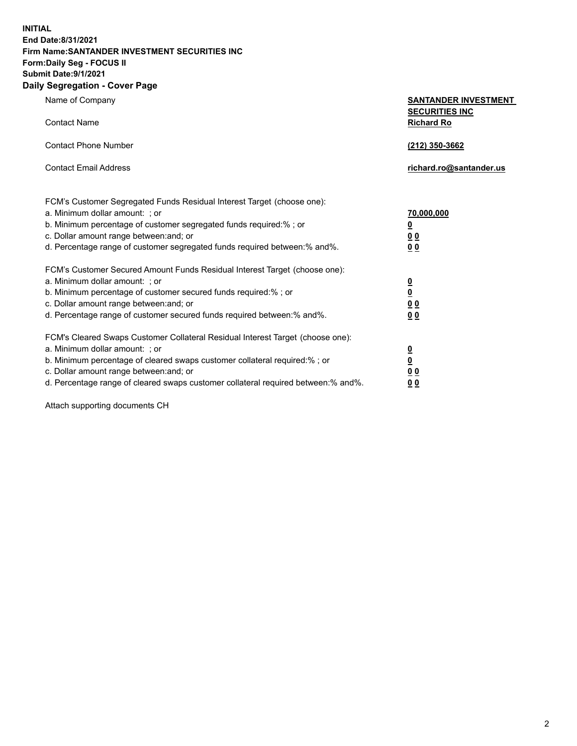**INITIAL**
**End Date:8/31/2021**
**Firm Name:SANTANDER INVESTMENT SECURITIES INC**
**Form:Daily Seg - FOCUS II**
**Submit Date:9/1/2021**

## Daily Segregation - Cover Page

| | |
|---|---|
| Name of Company | **SANTANDER INVESTMENT SECURITIES INC** |
| Contact Name | **Richard Ro** |
| Contact Phone Number | **(212) 350-3662** |
| Contact Email Address | **richard.ro@santander.us** |

FCM's Customer Segregated Funds Residual Interest Target (choose one):

| | |
|---|---|
| a. Minimum dollar amount: ; or | **70,000,000** |
| b. Minimum percentage of customer segregated funds required:% ; or | **0** |
| c. Dollar amount range between:and; or | **0 0** |
| d. Percentage range of customer segregated funds required between:% and%. | **0 0** |

FCM's Customer Secured Amount Funds Residual Interest Target (choose one):

| | |
|---|---|
| a. Minimum dollar amount: ; or | **0** |
| b. Minimum percentage of customer secured funds required:% ; or | **0** |
| c. Dollar amount range between:and; or | **0 0** |
| d. Percentage range of customer secured funds required between:% and%. | **0 0** |

FCM's Cleared Swaps Customer Collateral Residual Interest Target (choose one):

| | |
|---|---|
| a. Minimum dollar amount: ; or | **0** |
| b. Minimum percentage of cleared swaps customer collateral required:% ; or | **0** |
| c. Dollar amount range between:and; or | **0 0** |
| d. Percentage range of cleared swaps customer collateral required between:% and%. | **0 0** |

Attach supporting documents CH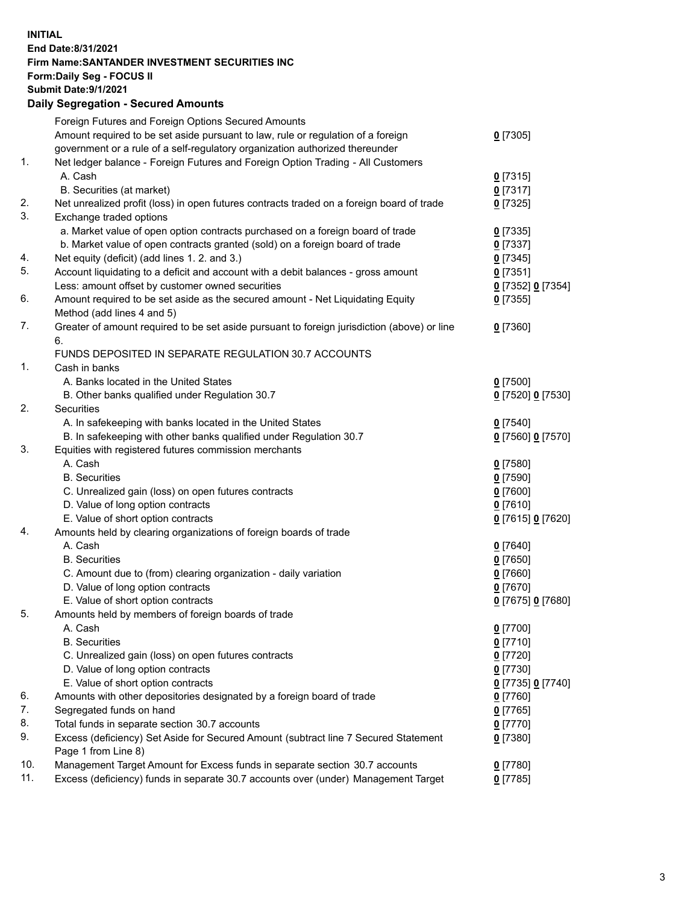**INITIAL**
**End Date:8/31/2021**
**Firm Name:SANTANDER INVESTMENT SECURITIES INC**
**Form:Daily Seg - FOCUS II**
**Submit Date:9/1/2021**

## Daily Segregation - Secured Amounts

| | | |
|---|---|---|
| | Foreign Futures and Foreign Options Secured Amounts | |
| | Amount required to be set aside pursuant to law, rule or regulation of a foreign government or a rule of a self-regulatory organization authorized thereunder | 0 [7305] |
| 1. | Net ledger balance - Foreign Futures and Foreign Option Trading - All Customers | |
| | A. Cash | 0 [7315] |
| | B. Securities (at market) | 0 [7317] |
| 2. | Net unrealized profit (loss) in open futures contracts traded on a foreign board of trade | 0 [7325] |
| 3. | Exchange traded options | |
| | a. Market value of open option contracts purchased on a foreign board of trade | 0 [7335] |
| | b. Market value of open contracts granted (sold) on a foreign board of trade | 0 [7337] |
| 4. | Net equity (deficit) (add lines 1. 2. and 3.) | 0 [7345] |
| 5. | Account liquidating to a deficit and account with a debit balances - gross amount | 0 [7351] |
| | Less: amount offset by customer owned securities | 0 [7352] 0 [7354] |
| 6. | Amount required to be set aside as the secured amount - Net Liquidating Equity Method (add lines 4 and 5) | 0 [7355] |
| 7. | Greater of amount required to be set aside pursuant to foreign jurisdiction (above) or line 6. | 0 [7360] |
| | FUNDS DEPOSITED IN SEPARATE REGULATION 30.7 ACCOUNTS | |
| 1. | Cash in banks | |
| | A. Banks located in the United States | 0 [7500] |
| | B. Other banks qualified under Regulation 30.7 | 0 [7520] 0 [7530] |
| 2. | Securities | |
| | A. In safekeeping with banks located in the United States | 0 [7540] |
| | B. In safekeeping with other banks qualified under Regulation 30.7 | 0 [7560] 0 [7570] |
| 3. | Equities with registered futures commission merchants | |
| | A. Cash | 0 [7580] |
| | B. Securities | 0 [7590] |
| | C. Unrealized gain (loss) on open futures contracts | 0 [7600] |
| | D. Value of long option contracts | 0 [7610] |
| | E. Value of short option contracts | 0 [7615] 0 [7620] |
| 4. | Amounts held by clearing organizations of foreign boards of trade | |
| | A. Cash | 0 [7640] |
| | B. Securities | 0 [7650] |
| | C. Amount due to (from) clearing organization - daily variation | 0 [7660] |
| | D. Value of long option contracts | 0 [7670] |
| | E. Value of short option contracts | 0 [7675] 0 [7680] |
| 5. | Amounts held by members of foreign boards of trade | |
| | A. Cash | 0 [7700] |
| | B. Securities | 0 [7710] |
| | C. Unrealized gain (loss) on open futures contracts | 0 [7720] |
| | D. Value of long option contracts | 0 [7730] |
| | E. Value of short option contracts | 0 [7735] 0 [7740] |
| 6. | Amounts with other depositories designated by a foreign board of trade | 0 [7760] |
| 7. | Segregated funds on hand | 0 [7765] |
| 8. | Total funds in separate section 30.7 accounts | 0 [7770] |
| 9. | Excess (deficiency) Set Aside for Secured Amount (subtract line 7 Secured Statement Page 1 from Line 8) | 0 [7380] |
| 10. | Management Target Amount for Excess funds in separate section 30.7 accounts | 0 [7780] |
| 11. | Excess (deficiency) funds in separate 30.7 accounts over (under) Management Target | 0 [7785] |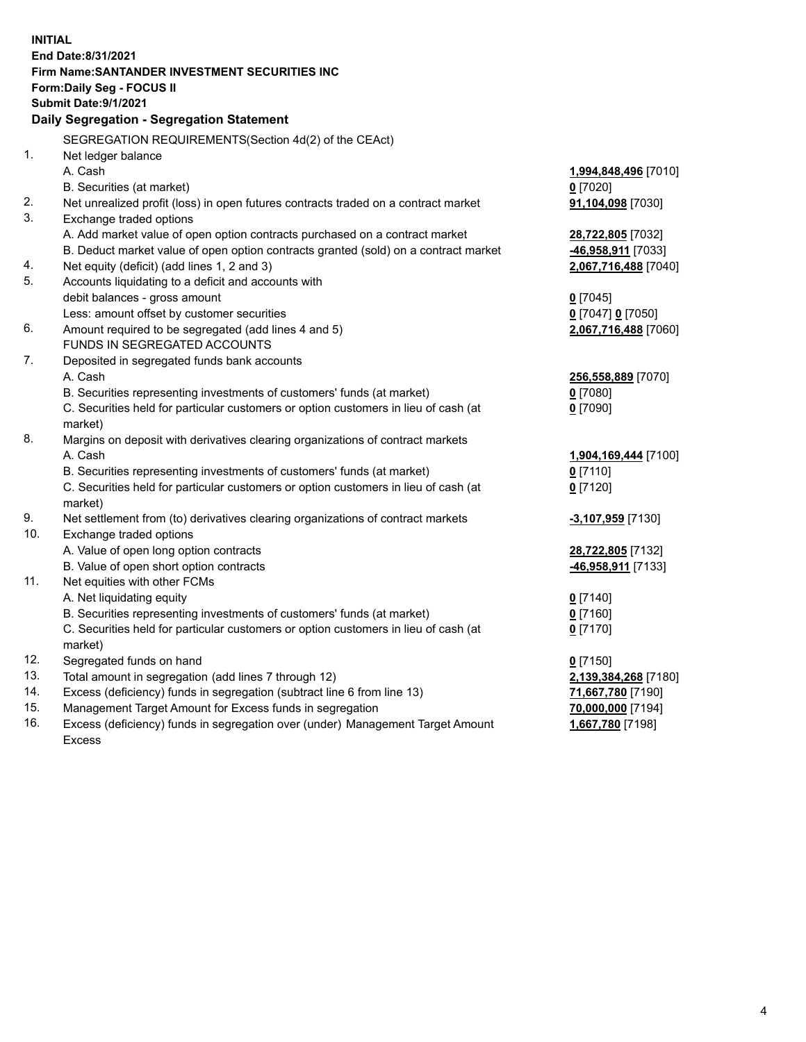**INITIAL**
**End Date:8/31/2021**
**Firm Name:SANTANDER INVESTMENT SECURITIES INC**
**Form:Daily Seg - FOCUS II**
**Submit Date:9/1/2021**

**Daily Segregation - Segregation Statement**

SEGREGATION REQUIREMENTS(Section 4d(2) of the CEAct)

| | | |
|---|---|---|
| 1. | Net ledger balance | |
| | A. Cash | **1,994,848,496** [7010] |
| | B. Securities (at market) | **0** [7020] |
| 2. | Net unrealized profit (loss) in open futures contracts traded on a contract market | **91,104,098** [7030] |
| 3. | Exchange traded options | |
| | A. Add market value of open option contracts purchased on a contract market | **28,722,805** [7032] |
| | B. Deduct market value of open option contracts granted (sold) on a contract market | **-46,958,911** [7033] |
| 4. | Net equity (deficit) (add lines 1, 2 and 3) | **2,067,716,488** [7040] |
| 5. | Accounts liquidating to a deficit and accounts with debit balances - gross amount | **0** [7045] |
| | Less: amount offset by customer securities | **0** [7047] **0** [7050] |
| 6. | Amount required to be segregated (add lines 4 and 5) | **2,067,716,488** [7060] |
| | FUNDS IN SEGREGATED ACCOUNTS | |
| 7. | Deposited in segregated funds bank accounts | |
| | A. Cash | **256,558,889** [7070] |
| | B. Securities representing investments of customers' funds (at market) | **0** [7080] |
| | C. Securities held for particular customers or option customers in lieu of cash (at market) | **0** [7090] |
| 8. | Margins on deposit with derivatives clearing organizations of contract markets | |
| | A. Cash | **1,904,169,444** [7100] |
| | B. Securities representing investments of customers' funds (at market) | **0** [7110] |
| | C. Securities held for particular customers or option customers in lieu of cash (at market) | **0** [7120] |
| 9. | Net settlement from (to) derivatives clearing organizations of contract markets | **-3,107,959** [7130] |
| 10. | Exchange traded options | |
| | A. Value of open long option contracts | **28,722,805** [7132] |
| | B. Value of open short option contracts | **-46,958,911** [7133] |
| 11. | Net equities with other FCMs | |
| | A. Net liquidating equity | **0** [7140] |
| | B. Securities representing investments of customers' funds (at market) | **0** [7160] |
| | C. Securities held for particular customers or option customers in lieu of cash (at market) | **0** [7170] |
| 12. | Segregated funds on hand | **0** [7150] |
| 13. | Total amount in segregation (add lines 7 through 12) | **2,139,384,268** [7180] |
| 14. | Excess (deficiency) funds in segregation (subtract line 6 from line 13) | **71,667,780** [7190] |
| 15. | Management Target Amount for Excess funds in segregation | **70,000,000** [7194] |
| 16. | Excess (deficiency) funds in segregation over (under) Management Target Amount Excess | **1,667,780** [7198] |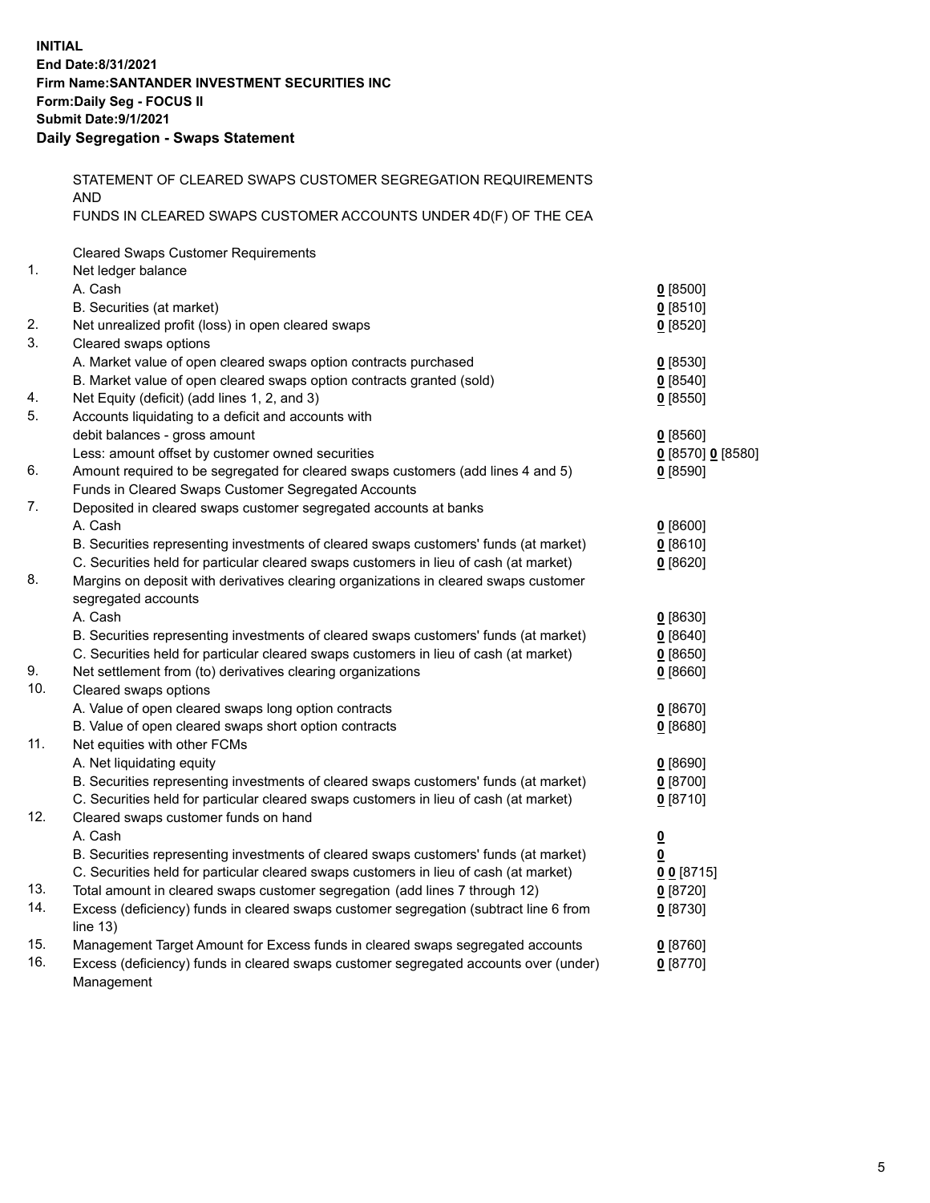**INITIAL**
**End Date:8/31/2021**
**Firm Name:SANTANDER INVESTMENT SECURITIES INC**
**Form:Daily Seg - FOCUS II**
**Submit Date:9/1/2021**
**Daily Segregation - Swaps Statement**

STATEMENT OF CLEARED SWAPS CUSTOMER SEGREGATION REQUIREMENTS AND FUNDS IN CLEARED SWAPS CUSTOMER ACCOUNTS UNDER 4D(F) OF THE CEA

| | | |
|---|---|---|
| | Cleared Swaps Customer Requirements | |
| 1. | Net ledger balance | |
| | A. Cash | 0 [8500] |
| | B. Securities (at market) | 0 [8510] |
| 2. | Net unrealized profit (loss) in open cleared swaps | 0 [8520] |
| 3. | Cleared swaps options | |
| | A. Market value of open cleared swaps option contracts purchased | 0 [8530] |
| | B. Market value of open cleared swaps option contracts granted (sold) | 0 [8540] |
| 4. | Net Equity (deficit) (add lines 1, 2, and 3) | 0 [8550] |
| 5. | Accounts liquidating to a deficit and accounts with debit balances - gross amount | 0 [8560] |
| | Less: amount offset by customer owned securities | 0 [8570] 0 [8580] |
| 6. | Amount required to be segregated for cleared swaps customers (add lines 4 and 5) | 0 [8590] |
| | Funds in Cleared Swaps Customer Segregated Accounts | |
| 7. | Deposited in cleared swaps customer segregated accounts at banks | |
| | A. Cash | 0 [8600] |
| | B. Securities representing investments of cleared swaps customers' funds (at market) | 0 [8610] |
| | C. Securities held for particular cleared swaps customers in lieu of cash (at market) | 0 [8620] |
| 8. | Margins on deposit with derivatives clearing organizations in cleared swaps customer segregated accounts | |
| | A. Cash | 0 [8630] |
| | B. Securities representing investments of cleared swaps customers' funds (at market) | 0 [8640] |
| | C. Securities held for particular cleared swaps customers in lieu of cash (at market) | 0 [8650] |
| 9. | Net settlement from (to) derivatives clearing organizations | 0 [8660] |
| 10. | Cleared swaps options | |
| | A. Value of open cleared swaps long option contracts | 0 [8670] |
| | B. Value of open cleared swaps short option contracts | 0 [8680] |
| 11. | Net equities with other FCMs | |
| | A. Net liquidating equity | 0 [8690] |
| | B. Securities representing investments of cleared swaps customers' funds (at market) | 0 [8700] |
| | C. Securities held for particular cleared swaps customers in lieu of cash (at market) | 0 [8710] |
| 12. | Cleared swaps customer funds on hand | |
| | A. Cash | 0 |
| | B. Securities representing investments of cleared swaps customers' funds (at market) | 0 |
| | C. Securities held for particular cleared swaps customers in lieu of cash (at market) | 0 0 [8715] |
| 13. | Total amount in cleared swaps customer segregation (add lines 7 through 12) | 0 [8720] |
| 14. | Excess (deficiency) funds in cleared swaps customer segregation (subtract line 6 from line 13) | 0 [8730] |
| 15. | Management Target Amount for Excess funds in cleared swaps segregated accounts | 0 [8760] |
| 16. | Excess (deficiency) funds in cleared swaps customer segregated accounts over (under) Management | 0 [8770] |